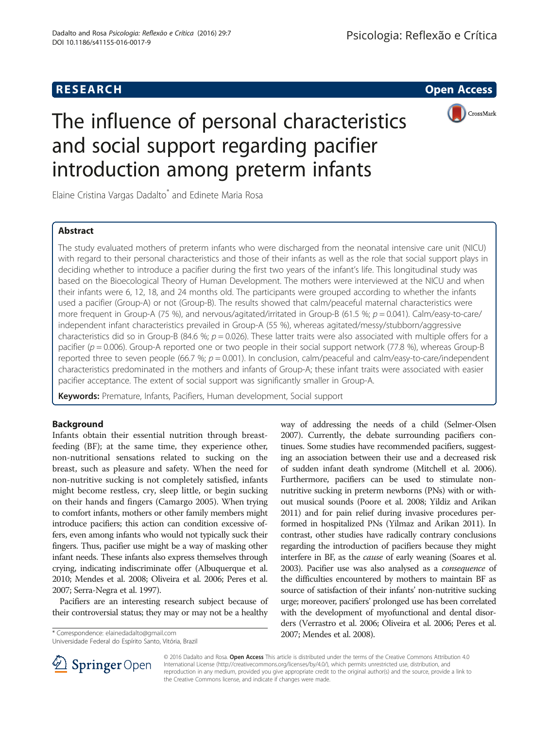RESEARCH

Open Access

# The influence of personal characteristics and social support regarding pacifier introduction among preterm infants

Elaine Cristina Vargas Dadalto* and Edinete Maria Rosa

## Abstract

The study evaluated mothers of preterm infants who were discharged from the neonatal intensive care unit (NICU) with regard to their personal characteristics and those of their infants as well as the role that social support plays in deciding whether to introduce a pacifier during the first two years of the infant's life. This longitudinal study was based on the Bioecological Theory of Human Development. The mothers were interviewed at the NICU and when their infants were 6, 12, 18, and 24 months old. The participants were grouped according to whether the infants used a pacifier (Group-A) or not (Group-B). The results showed that calm/peaceful maternal characteristics were more frequent in Group-A (75 %), and nervous/agitated/irritated in Group-B (61.5 %; $p = 0.041$). Calm/easy-to-care/independent infant characteristics prevailed in Group-A (55 %), whereas agitated/messy/stubborn/aggressive characteristics did so in Group-B (84.6 %; $p = 0.026$). These latter traits were also associated with multiple offers for a pacifier ($p = 0.006$). Group-A reported one or two people in their social support network (77.8 %), whereas Group-B reported three to seven people (66.7 %; $p = 0.001$). In conclusion, calm/peaceful and calm/easy-to-care/independent characteristics predominated in the mothers and infants of Group-A; these infant traits were associated with easier pacifier acceptance. The extent of social support was significantly smaller in Group-A.

**Keywords:** Premature, Infants, Pacifiers, Human development, Social support

## Background

Infants obtain their essential nutrition through breastfeeding (BF); at the same time, they experience other, non-nutritional sensations related to sucking on the breast, such as pleasure and safety. When the need for non-nutritive sucking is not completely satisfied, infants might become restless, cry, sleep little, or begin sucking on their hands and fingers (Camargo 2005). When trying to comfort infants, mothers or other family members might introduce pacifiers; this action can condition excessive offers, even among infants who would not typically suck their fingers. Thus, pacifier use might be a way of masking other infant needs. These infants also express themselves through crying, indicating indiscriminate offer (Albuquerque et al. 2010; Mendes et al. 2008; Oliveira et al. 2006; Peres et al. 2007; Serra-Negra et al. 1997).

Pacifiers are an interesting research subject because of their controversial status; they may or may not be a healthy way of addressing the needs of a child (Selmer-Olsen 2007). Currently, the debate surrounding pacifiers continues. Some studies have recommended pacifiers, suggesting an association between their use and a decreased risk of sudden infant death syndrome (Mitchell et al. 2006). Furthermore, pacifiers can be used to stimulate non-nutritive sucking in preterm newborns (PNs) with or without musical sounds (Poore et al. 2008; Yildiz and Arikan 2011) and for pain relief during invasive procedures performed in hospitalized PNs (Yilmaz and Arikan 2011). In contrast, other studies have radically contrary conclusions regarding the introduction of pacifiers because they might interfere in BF, as the *cause* of early weaning (Soares et al. 2003). Pacifier use was also analysed as a *consequence* of the difficulties encountered by mothers to maintain BF as source of satisfaction of their infants' non-nutritive sucking urge; moreover, pacifiers' prolonged use has been correlated with the development of myofunctional and dental disorders (Verrastro et al. 2006; Oliveira et al. 2006; Peres et al. 2007; Mendes et al. 2008).

\* Correspondence: elainedadalto@gmail.com
Universidade Federal do Espírito Santo, Vitória, Brazil

© 2016 Dadalto and Rosa. **Open Access** This article is distributed under the terms of the Creative Commons Attribution 4.0 International License (http://creativecommons.org/licenses/by/4.0/), which permits unrestricted use, distribution, and reproduction in any medium, provided you give appropriate credit to the original author(s) and the source, provide a link to the Creative Commons license, and indicate if changes were made.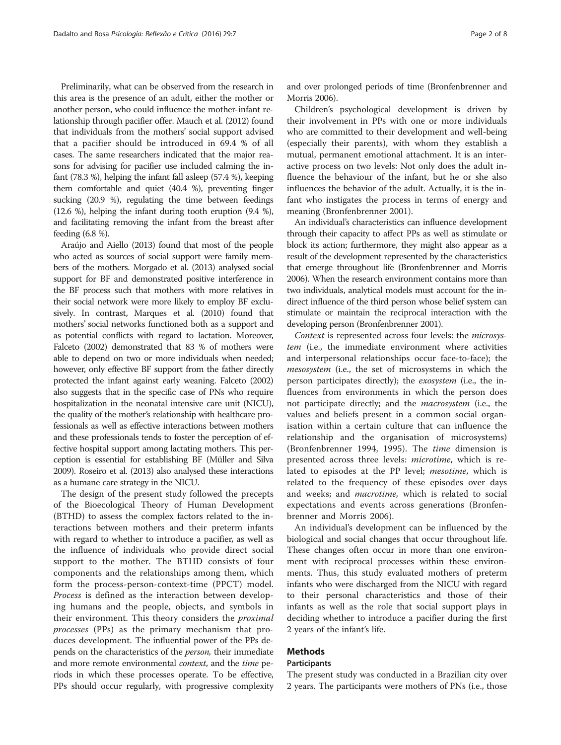Preliminarily, what can be observed from the research in this area is the presence of an adult, either the mother or another person, who could influence the mother-infant relationship through pacifier offer. Mauch et al. (2012) found that individuals from the mothers' social support advised that a pacifier should be introduced in 69.4 % of all cases. The same researchers indicated that the major reasons for advising for pacifier use included calming the infant (78.3 %), helping the infant fall asleep (57.4 %), keeping them comfortable and quiet (40.4 %), preventing finger sucking (20.9 %), regulating the time between feedings (12.6 %), helping the infant during tooth eruption (9.4 %), and facilitating removing the infant from the breast after feeding (6.8 %).

Araújo and Aiello (2013) found that most of the people who acted as sources of social support were family members of the mothers. Morgado et al. (2013) analysed social support for BF and demonstrated positive interference in the BF process such that mothers with more relatives in their social network were more likely to employ BF exclusively. In contrast, Marques et al. (2010) found that mothers' social networks functioned both as a support and as potential conflicts with regard to lactation. Moreover, Falceto (2002) demonstrated that 83 % of mothers were able to depend on two or more individuals when needed; however, only effective BF support from the father directly protected the infant against early weaning. Falceto (2002) also suggests that in the specific case of PNs who require hospitalization in the neonatal intensive care unit (NICU), the quality of the mother's relationship with healthcare professionals as well as effective interactions between mothers and these professionals tends to foster the perception of effective hospital support among lactating mothers. This perception is essential for establishing BF (Müller and Silva 2009). Roseiro et al. (2013) also analysed these interactions as a humane care strategy in the NICU.

The design of the present study followed the precepts of the Bioecological Theory of Human Development (BTHD) to assess the complex factors related to the interactions between mothers and their preterm infants with regard to whether to introduce a pacifier, as well as the influence of individuals who provide direct social support to the mother. The BTHD consists of four components and the relationships among them, which form the process-person-context-time (PPCT) model. *Process* is defined as the interaction between developing humans and the people, objects, and symbols in their environment. This theory considers the *proximal processes* (PPs) as the primary mechanism that produces development. The influential power of the PPs depends on the characteristics of the *person,* their immediate and more remote environmental *context*, and the *time* periods in which these processes operate. To be effective, PPs should occur regularly, with progressive complexity and over prolonged periods of time (Bronfenbrenner and Morris 2006).

Children's psychological development is driven by their involvement in PPs with one or more individuals who are committed to their development and well-being (especially their parents), with whom they establish a mutual, permanent emotional attachment. It is an interactive process on two levels: Not only does the adult influence the behaviour of the infant, but he or she also influences the behavior of the adult. Actually, it is the infant who instigates the process in terms of energy and meaning (Bronfenbrenner 2001).

An individual's characteristics can influence development through their capacity to affect PPs as well as stimulate or block its action; furthermore, they might also appear as a result of the development represented by the characteristics that emerge throughout life (Bronfenbrenner and Morris 2006). When the research environment contains more than two individuals, analytical models must account for the indirect influence of the third person whose belief system can stimulate or maintain the reciprocal interaction with the developing person (Bronfenbrenner 2001).

*Context* is represented across four levels: the *microsystem* (i.e., the immediate environment where activities and interpersonal relationships occur face-to-face); the *mesosystem* (i.e., the set of microsystems in which the person participates directly); the *exosystem* (i.e., the influences from environments in which the person does not participate directly; and the *macrosystem* (i.e., the values and beliefs present in a common social organisation within a certain culture that can influence the relationship and the organisation of microsystems) (Bronfenbrenner 1994, 1995). The *time* dimension is presented across three levels: *microtime*, which is related to episodes at the PP level; *mesotime*, which is related to the frequency of these episodes over days and weeks; and *macrotime,* which is related to social expectations and events across generations (Bronfenbrenner and Morris 2006).

An individual's development can be influenced by the biological and social changes that occur throughout life. These changes often occur in more than one environment with reciprocal processes within these environments. Thus, this study evaluated mothers of preterm infants who were discharged from the NICU with regard to their personal characteristics and those of their infants as well as the role that social support plays in deciding whether to introduce a pacifier during the first 2 years of the infant's life.

## Methods

### Participants

The present study was conducted in a Brazilian city over 2 years. The participants were mothers of PNs (i.e., those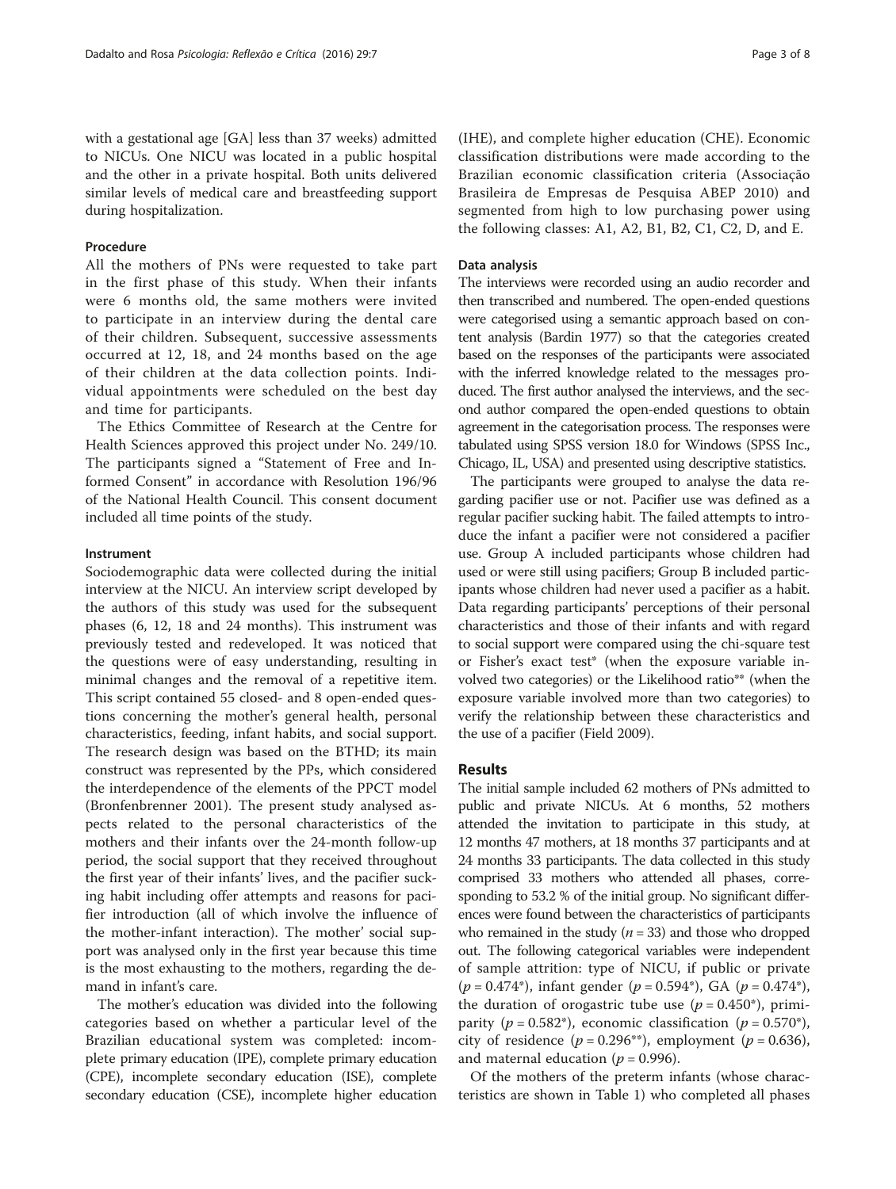with a gestational age [GA] less than 37 weeks) admitted to NICUs. One NICU was located in a public hospital and the other in a private hospital. Both units delivered similar levels of medical care and breastfeeding support during hospitalization.

### Procedure

All the mothers of PNs were requested to take part in the first phase of this study. When their infants were 6 months old, the same mothers were invited to participate in an interview during the dental care of their children. Subsequent, successive assessments occurred at 12, 18, and 24 months based on the age of their children at the data collection points. Individual appointments were scheduled on the best day and time for participants.

The Ethics Committee of Research at the Centre for Health Sciences approved this project under No. 249/10. The participants signed a "Statement of Free and Informed Consent" in accordance with Resolution 196/96 of the National Health Council. This consent document included all time points of the study.

### Instrument

Sociodemographic data were collected during the initial interview at the NICU. An interview script developed by the authors of this study was used for the subsequent phases (6, 12, 18 and 24 months). This instrument was previously tested and redeveloped. It was noticed that the questions were of easy understanding, resulting in minimal changes and the removal of a repetitive item. This script contained 55 closed- and 8 open-ended questions concerning the mother's general health, personal characteristics, feeding, infant habits, and social support. The research design was based on the BTHD; its main construct was represented by the PPs, which considered the interdependence of the elements of the PPCT model (Bronfenbrenner 2001). The present study analysed aspects related to the personal characteristics of the mothers and their infants over the 24-month follow-up period, the social support that they received throughout the first year of their infants' lives, and the pacifier sucking habit including offer attempts and reasons for pacifier introduction (all of which involve the influence of the mother-infant interaction). The mother' social support was analysed only in the first year because this time is the most exhausting to the mothers, regarding the demand in infant's care.

The mother's education was divided into the following categories based on whether a particular level of the Brazilian educational system was completed: incomplete primary education (IPE), complete primary education (CPE), incomplete secondary education (ISE), complete secondary education (CSE), incomplete higher education (IHE), and complete higher education (CHE). Economic classification distributions were made according to the Brazilian economic classification criteria (Associação Brasileira de Empresas de Pesquisa ABEP 2010) and segmented from high to low purchasing power using the following classes: A1, A2, B1, B2, C1, C2, D, and E.

### Data analysis

The interviews were recorded using an audio recorder and then transcribed and numbered. The open-ended questions were categorised using a semantic approach based on content analysis (Bardin 1977) so that the categories created based on the responses of the participants were associated with the inferred knowledge related to the messages produced. The first author analysed the interviews, and the second author compared the open-ended questions to obtain agreement in the categorisation process. The responses were tabulated using SPSS version 18.0 for Windows (SPSS Inc., Chicago, IL, USA) and presented using descriptive statistics.

The participants were grouped to analyse the data regarding pacifier use or not. Pacifier use was defined as a regular pacifier sucking habit. The failed attempts to introduce the infant a pacifier were not considered a pacifier use. Group A included participants whose children had used or were still using pacifiers; Group B included participants whose children had never used a pacifier as a habit. Data regarding participants' perceptions of their personal characteristics and those of their infants and with regard to social support were compared using the chi-square test or Fisher's exact test* (when the exposure variable involved two categories) or the Likelihood ratio** (when the exposure variable involved more than two categories) to verify the relationship between these characteristics and the use of a pacifier (Field 2009).

## Results

The initial sample included 62 mothers of PNs admitted to public and private NICUs. At 6 months, 52 mothers attended the invitation to participate in this study, at 12 months 47 mothers, at 18 months 37 participants and at 24 months 33 participants. The data collected in this study comprised 33 mothers who attended all phases, corresponding to 53.2 % of the initial group. No significant differences were found between the characteristics of participants who remained in the study ($n = 33$) and those who dropped out. The following categorical variables were independent of sample attrition: type of NICU, if public or private ($p = 0.474$*), infant gender ($p = 0.594$*), GA ($p = 0.474$*), the duration of orogastric tube use ($p = 0.450$*), primiparity ($p = 0.582$*), economic classification ($p = 0.570$*), city of residence ($p = 0.296$**), employment ($p = 0.636$), and maternal education ($p = 0.996$).

Of the mothers of the preterm infants (whose characteristics are shown in Table 1) who completed all phases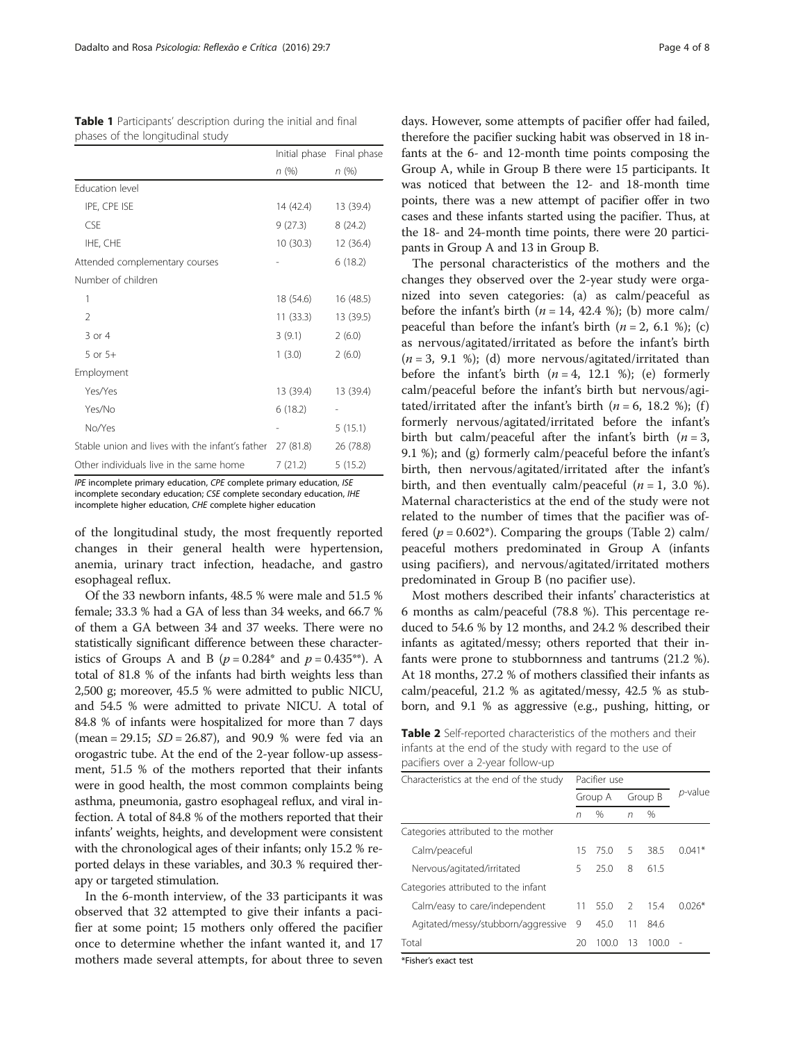**Table 1** Participants' description during the initial and final phases of the longitudinal study

| | Initial phase | Final phase |
|---|---|---|
| | n (%) | n (%) |
| Education level | | |
| IPE, CPE ISE | 14 (42.4) | 13 (39.4) |
| CSE | 9 (27.3) | 8 (24.2) |
| IHE, CHE | 10 (30.3) | 12 (36.4) |
| Attended complementary courses | - | 6 (18.2) |
| Number of children | | |
| 1 | 18 (54.6) | 16 (48.5) |
| 2 | 11 (33.3) | 13 (39.5) |
| 3 or 4 | 3 (9.1) | 2 (6.0) |
| 5 or 5+ | 1 (3.0) | 2 (6.0) |
| Employment | | |
| Yes/Yes | 13 (39.4) | 13 (39.4) |
| Yes/No | 6 (18.2) | - |
| No/Yes | - | 5 (15.1) |
| Stable union and lives with the infant's father | 27 (81.8) | 26 (78.8) |
| Other individuals live in the same home | 7 (21.2) | 5 (15.2) |

*IPE* incomplete primary education, *CPE* complete primary education, *ISE* incomplete secondary education; *CSE* complete secondary education, *IHE* incomplete higher education, *CHE* complete higher education

of the longitudinal study, the most frequently reported changes in their general health were hypertension, anemia, urinary tract infection, headache, and gastro esophageal reflux.

Of the 33 newborn infants, 48.5 % were male and 51.5 % female; 33.3 % had a GA of less than 34 weeks, and 66.7 % of them a GA between 34 and 37 weeks. There were no statistically significant difference between these characteristics of Groups A and B ($p = 0.284$* and $p = 0.435$**). A total of 81.8 % of the infants had birth weights less than 2,500 g; moreover, 45.5 % were admitted to public NICU, and 54.5 % were admitted to private NICU. A total of 84.8 % of infants were hospitalized for more than 7 days (mean = 29.15; *SD* = 26.87), and 90.9 % were fed via an orogastric tube. At the end of the 2-year follow-up assessment, 51.5 % of the mothers reported that their infants were in good health, the most common complaints being asthma, pneumonia, gastro esophageal reflux, and viral infection. A total of 84.8 % of the mothers reported that their infants' weights, heights, and development were consistent with the chronological ages of their infants; only 15.2 % reported delays in these variables, and 30.3 % required therapy or targeted stimulation.

In the 6-month interview, of the 33 participants it was observed that 32 attempted to give their infants a pacifier at some point; 15 mothers only offered the pacifier once to determine whether the infant wanted it, and 17 mothers made several attempts, for about three to seven days. However, some attempts of pacifier offer had failed, therefore the pacifier sucking habit was observed in 18 infants at the 6- and 12-month time points composing the Group A, while in Group B there were 15 participants. It was noticed that between the 12- and 18-month time points, there was a new attempt of pacifier offer in two cases and these infants started using the pacifier. Thus, at the 18- and 24-month time points, there were 20 participants in Group A and 13 in Group B.

The personal characteristics of the mothers and the changes they observed over the 2-year study were organized into seven categories: (a) as calm/peaceful as before the infant's birth ($n = 14$, 42.4 %); (b) more calm/peaceful than before the infant's birth ($n = 2$, 6.1 %); (c) as nervous/agitated/irritated as before the infant's birth ($n = 3$, 9.1 %); (d) more nervous/agitated/irritated than before the infant's birth ($n = 4$, 12.1 %); (e) formerly calm/peaceful before the infant's birth but nervous/agitated/irritated after the infant's birth ($n = 6$, 18.2 %); (f) formerly nervous/agitated/irritated before the infant's birth but calm/peaceful after the infant's birth ($n = 3$, 9.1 %); and (g) formerly calm/peaceful before the infant's birth, then nervous/agitated/irritated after the infant's birth, and then eventually calm/peaceful ($n = 1$, 3.0 %). Maternal characteristics at the end of the study were not related to the number of times that the pacifier was offered ($p = 0.602$*). Comparing the groups (Table 2) calm/peaceful mothers predominated in Group A (infants using pacifiers), and nervous/agitated/irritated mothers predominated in Group B (no pacifier use).

Most mothers described their infants' characteristics at 6 months as calm/peaceful (78.8 %). This percentage reduced to 54.6 % by 12 months, and 24.2 % described their infants as agitated/messy; others reported that their infants were prone to stubbornness and tantrums (21.2 %). At 18 months, 27.2 % of mothers classified their infants as calm/peaceful, 21.2 % as agitated/messy, 42.5 % as stubborn, and 9.1 % as aggressive (e.g., pushing, hitting, or

**Table 2** Self-reported characteristics of the mothers and their infants at the end of the study with regard to the use of pacifiers over a 2-year follow-up

| Characteristics at the end of the study | Pacifier use | | | | *p*-value |
|---|---|---|---|---|---|
| | Group A | | Group B | | |
| | n | % | n | % | |
| Categories attributed to the mother | | | | | |
| Calm/peaceful | 15 | 75.0 | 5 | 38.5 | 0.041* |
| Nervous/agitated/irritated | 5 | 25.0 | 8 | 61.5 | |
| Categories attributed to the infant | | | | | |
| Calm/easy to care/independent | 11 | 55.0 | 2 | 15.4 | 0.026* |
| Agitated/messy/stubborn/aggressive | 9 | 45.0 | 11 | 84.6 | |
| Total | 20 | 100.0 | 13 | 100.0 | - |

*Fisher's exact test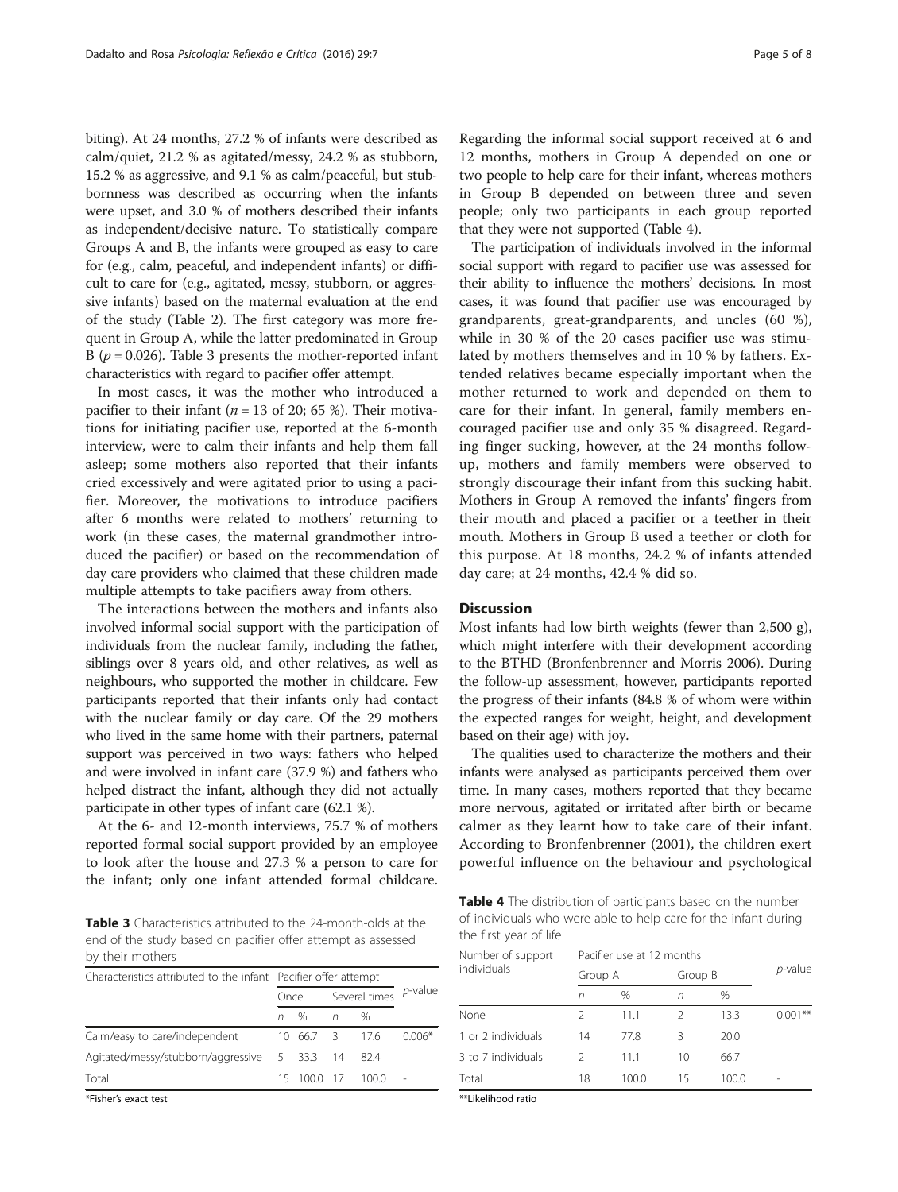biting). At 24 months, 27.2 % of infants were described as calm/quiet, 21.2 % as agitated/messy, 24.2 % as stubborn, 15.2 % as aggressive, and 9.1 % as calm/peaceful, but stubbornness was described as occurring when the infants were upset, and 3.0 % of mothers described their infants as independent/decisive nature. To statistically compare Groups A and B, the infants were grouped as easy to care for (e.g., calm, peaceful, and independent infants) or difficult to care for (e.g., agitated, messy, stubborn, or aggressive infants) based on the maternal evaluation at the end of the study (Table 2). The first category was more frequent in Group A, while the latter predominated in Group B ($p = 0.026$). Table 3 presents the mother-reported infant characteristics with regard to pacifier offer attempt.

In most cases, it was the mother who introduced a pacifier to their infant ($n = 13$ of 20; 65 %). Their motivations for initiating pacifier use, reported at the 6-month interview, were to calm their infants and help them fall asleep; some mothers also reported that their infants cried excessively and were agitated prior to using a pacifier. Moreover, the motivations to introduce pacifiers after 6 months were related to mothers' returning to work (in these cases, the maternal grandmother introduced the pacifier) or based on the recommendation of day care providers who claimed that these children made multiple attempts to take pacifiers away from others.

The interactions between the mothers and infants also involved informal social support with the participation of individuals from the nuclear family, including the father, siblings over 8 years old, and other relatives, as well as neighbours, who supported the mother in childcare. Few participants reported that their infants only had contact with the nuclear family or day care. Of the 29 mothers who lived in the same home with their partners, paternal support was perceived in two ways: fathers who helped and were involved in infant care (37.9 %) and fathers who helped distract the infant, although they did not actually participate in other types of infant care (62.1 %).

At the 6- and 12-month interviews, 75.7 % of mothers reported formal social support provided by an employee to look after the house and 27.3 % a person to care for the infant; only one infant attended formal childcare.

**Table 3** Characteristics attributed to the 24-month-olds at the end of the study based on pacifier offer attempt as assessed by their mothers

| Characteristics attributed to the infant | Pacifier offer attempt | | | | *p*-value |
|---|---|---|---|---|---|
| | Once | | Several times | | |
| | *n* | % | *n* | % | |
| Calm/easy to care/independent | 10 | 66.7 | 3 | 17.6 | 0.006* |
| Agitated/messy/stubborn/aggressive | 5 | 33.3 | 14 | 82.4 | |
| Total | 15 | 100.0 | 17 | 100.0 | - |

*Fisher's exact test

Regarding the informal social support received at 6 and 12 months, mothers in Group A depended on one or two people to help care for their infant, whereas mothers in Group B depended on between three and seven people; only two participants in each group reported that they were not supported (Table 4).

The participation of individuals involved in the informal social support with regard to pacifier use was assessed for their ability to influence the mothers' decisions. In most cases, it was found that pacifier use was encouraged by grandparents, great-grandparents, and uncles (60 %), while in 30 % of the 20 cases pacifier use was stimulated by mothers themselves and in 10 % by fathers. Extended relatives became especially important when the mother returned to work and depended on them to care for their infant. In general, family members encouraged pacifier use and only 35 % disagreed. Regarding finger sucking, however, at the 24 months follow-up, mothers and family members were observed to strongly discourage their infant from this sucking habit. Mothers in Group A removed the infants' fingers from their mouth and placed a pacifier or a teether in their mouth. Mothers in Group B used a teether or cloth for this purpose. At 18 months, 24.2 % of infants attended day care; at 24 months, 42.4 % did so.

## Discussion

Most infants had low birth weights (fewer than 2,500 g), which might interfere with their development according to the BTHD (Bronfenbrenner and Morris 2006). During the follow-up assessment, however, participants reported the progress of their infants (84.8 % of whom were within the expected ranges for weight, height, and development based on their age) with joy.

The qualities used to characterize the mothers and their infants were analysed as participants perceived them over time. In many cases, mothers reported that they became more nervous, agitated or irritated after birth or became calmer as they learnt how to take care of their infant. According to Bronfenbrenner (2001), the children exert powerful influence on the behaviour and psychological

**Table 4** The distribution of participants based on the number of individuals who were able to help care for the infant during the first year of life

| Number of support individuals | Pacifier use at 12 months | | | | *p*-value |
|---|---|---|---|---|---|
| | Group A | | Group B | | |
| | *n* | % | *n* | % | |
| None | 2 | 11.1 | 2 | 13.3 | 0.001** |
| 1 or 2 individuals | 14 | 77.8 | 3 | 20.0 | |
| 3 to 7 individuals | 2 | 11.1 | 10 | 66.7 | |
| Total | 18 | 100.0 | 15 | 100.0 | - |

**Likelihood ratio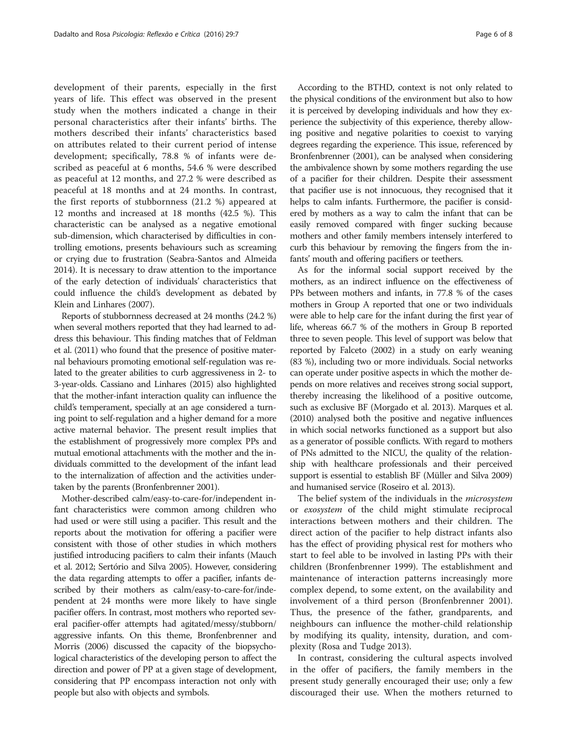development of their parents, especially in the first years of life. This effect was observed in the present study when the mothers indicated a change in their personal characteristics after their infants' births. The mothers described their infants' characteristics based on attributes related to their current period of intense development; specifically, 78.8 % of infants were described as peaceful at 6 months, 54.6 % were described as peaceful at 12 months, and 27.2 % were described as peaceful at 18 months and at 24 months. In contrast, the first reports of stubbornness (21.2 %) appeared at 12 months and increased at 18 months (42.5 %). This characteristic can be analysed as a negative emotional sub-dimension, which characterised by difficulties in controlling emotions, presents behaviours such as screaming or crying due to frustration (Seabra-Santos and Almeida 2014). It is necessary to draw attention to the importance of the early detection of individuals' characteristics that could influence the child's development as debated by Klein and Linhares (2007).

Reports of stubbornness decreased at 24 months (24.2 %) when several mothers reported that they had learned to address this behaviour. This finding matches that of Feldman et al. (2011) who found that the presence of positive maternal behaviours promoting emotional self-regulation was related to the greater abilities to curb aggressiveness in 2- to 3-year-olds. Cassiano and Linhares (2015) also highlighted that the mother-infant interaction quality can influence the child's temperament, specially at an age considered a turning point to self-regulation and a higher demand for a more active maternal behavior. The present result implies that the establishment of progressively more complex PPs and mutual emotional attachments with the mother and the individuals committed to the development of the infant lead to the internalization of affection and the activities undertaken by the parents (Bronfenbrenner 2001).

Mother-described calm/easy-to-care-for/independent infant characteristics were common among children who had used or were still using a pacifier. This result and the reports about the motivation for offering a pacifier were consistent with those of other studies in which mothers justified introducing pacifiers to calm their infants (Mauch et al. 2012; Sertório and Silva 2005). However, considering the data regarding attempts to offer a pacifier, infants described by their mothers as calm/easy-to-care-for/independent at 24 months were more likely to have single pacifier offers. In contrast, most mothers who reported several pacifier-offer attempts had agitated/messy/stubborn/aggressive infants. On this theme, Bronfenbrenner and Morris (2006) discussed the capacity of the biopsychological characteristics of the developing person to affect the direction and power of PP at a given stage of development, considering that PP encompass interaction not only with people but also with objects and symbols.

According to the BTHD, context is not only related to the physical conditions of the environment but also to how it is perceived by developing individuals and how they experience the subjectivity of this experience, thereby allowing positive and negative polarities to coexist to varying degrees regarding the experience. This issue, referenced by Bronfenbrenner (2001), can be analysed when considering the ambivalence shown by some mothers regarding the use of a pacifier for their children. Despite their assessment that pacifier use is not innocuous, they recognised that it helps to calm infants. Furthermore, the pacifier is considered by mothers as a way to calm the infant that can be easily removed compared with finger sucking because mothers and other family members intensely interfered to curb this behaviour by removing the fingers from the infants' mouth and offering pacifiers or teethers.

As for the informal social support received by the mothers, as an indirect influence on the effectiveness of PPs between mothers and infants, in 77.8 % of the cases mothers in Group A reported that one or two individuals were able to help care for the infant during the first year of life, whereas 66.7 % of the mothers in Group B reported three to seven people. This level of support was below that reported by Falceto (2002) in a study on early weaning (83 %), including two or more individuals. Social networks can operate under positive aspects in which the mother depends on more relatives and receives strong social support, thereby increasing the likelihood of a positive outcome, such as exclusive BF (Morgado et al. 2013). Marques et al. (2010) analysed both the positive and negative influences in which social networks functioned as a support but also as a generator of possible conflicts. With regard to mothers of PNs admitted to the NICU, the quality of the relationship with healthcare professionals and their perceived support is essential to establish BF (Müller and Silva 2009) and humanised service (Roseiro et al. 2013).

The belief system of the individuals in the *microsystem* or *exosystem* of the child might stimulate reciprocal interactions between mothers and their children. The direct action of the pacifier to help distract infants also has the effect of providing physical rest for mothers who start to feel able to be involved in lasting PPs with their children (Bronfenbrenner 1999). The establishment and maintenance of interaction patterns increasingly more complex depend, to some extent, on the availability and involvement of a third person (Bronfenbrenner 2001). Thus, the presence of the father, grandparents, and neighbours can influence the mother-child relationship by modifying its quality, intensity, duration, and complexity (Rosa and Tudge 2013).

In contrast, considering the cultural aspects involved in the offer of pacifiers, the family members in the present study generally encouraged their use; only a few discouraged their use. When the mothers returned to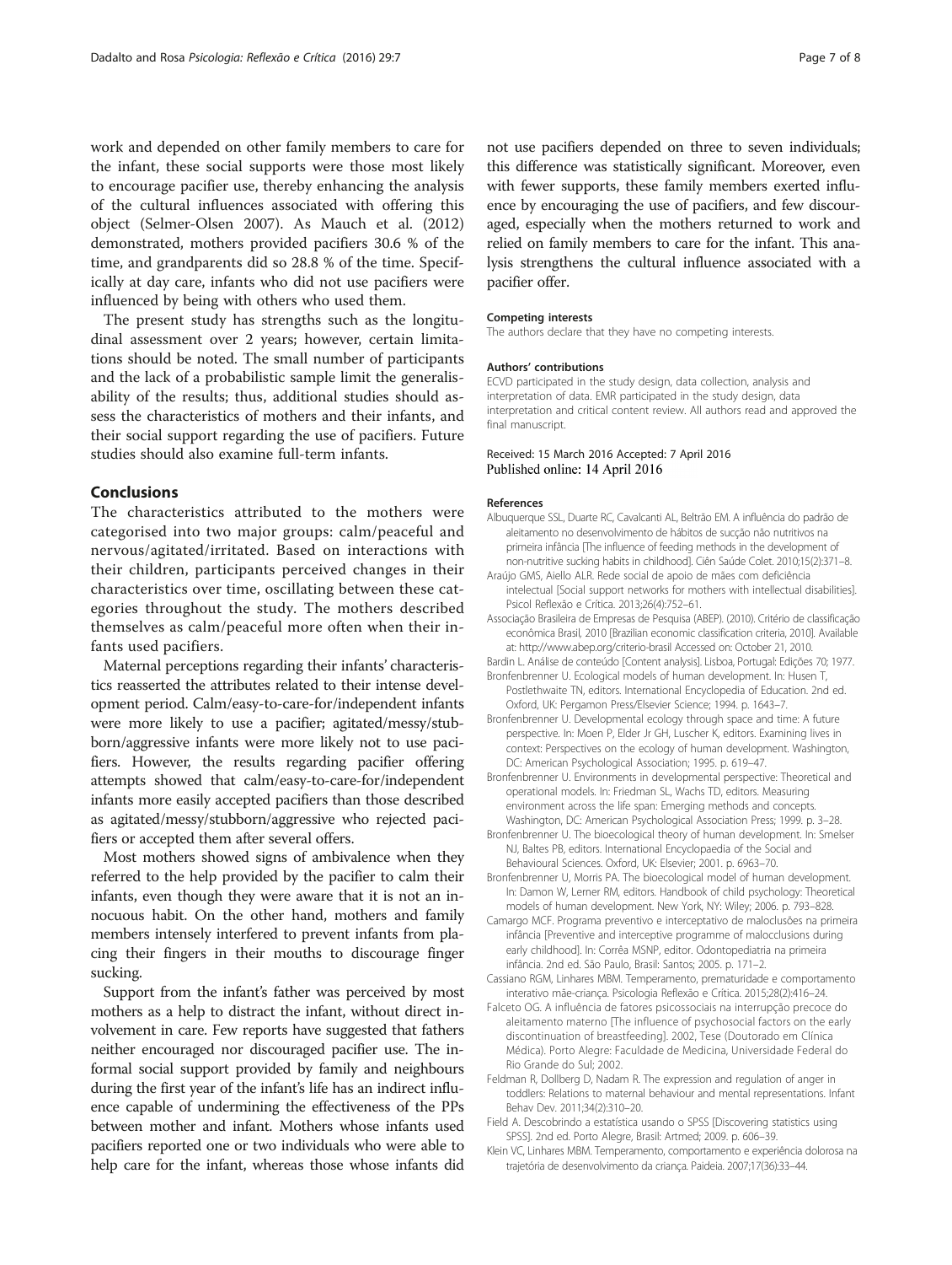work and depended on other family members to care for the infant, these social supports were those most likely to encourage pacifier use, thereby enhancing the analysis of the cultural influences associated with offering this object (Selmer-Olsen 2007). As Mauch et al. (2012) demonstrated, mothers provided pacifiers 30.6 % of the time, and grandparents did so 28.8 % of the time. Specifically at day care, infants who did not use pacifiers were influenced by being with others who used them.

The present study has strengths such as the longitudinal assessment over 2 years; however, certain limitations should be noted. The small number of participants and the lack of a probabilistic sample limit the generalisability of the results; thus, additional studies should assess the characteristics of mothers and their infants, and their social support regarding the use of pacifiers. Future studies should also examine full-term infants.

## Conclusions

The characteristics attributed to the mothers were categorised into two major groups: calm/peaceful and nervous/agitated/irritated. Based on interactions with their children, participants perceived changes in their characteristics over time, oscillating between these categories throughout the study. The mothers described themselves as calm/peaceful more often when their infants used pacifiers.

Maternal perceptions regarding their infants' characteristics reasserted the attributes related to their intense development period. Calm/easy-to-care-for/independent infants were more likely to use a pacifier; agitated/messy/stubborn/aggressive infants were more likely not to use pacifiers. However, the results regarding pacifier offering attempts showed that calm/easy-to-care-for/independent infants more easily accepted pacifiers than those described as agitated/messy/stubborn/aggressive who rejected pacifiers or accepted them after several offers.

Most mothers showed signs of ambivalence when they referred to the help provided by the pacifier to calm their infants, even though they were aware that it is not an innocuous habit. On the other hand, mothers and family members intensely interfered to prevent infants from placing their fingers in their mouths to discourage finger sucking.

Support from the infant's father was perceived by most mothers as a help to distract the infant, without direct involvement in care. Few reports have suggested that fathers neither encouraged nor discouraged pacifier use. The informal social support provided by family and neighbours during the first year of the infant's life has an indirect influence capable of undermining the effectiveness of the PPs between mother and infant. Mothers whose infants used pacifiers reported one or two individuals who were able to help care for the infant, whereas those whose infants did not use pacifiers depended on three to seven individuals; this difference was statistically significant. Moreover, even with fewer supports, these family members exerted influence by encouraging the use of pacifiers, and few discouraged, especially when the mothers returned to work and relied on family members to care for the infant. This analysis strengthens the cultural influence associated with a pacifier offer.

#### Competing interests

The authors declare that they have no competing interests.

#### Authors' contributions

ECVD participated in the study design, data collection, analysis and interpretation of data. EMR participated in the study design, data interpretation and critical content review. All authors read and approved the final manuscript.

Received: 15 March 2016 Accepted: 7 April 2016
Published online: 14 April 2016

#### References

Albuquerque SSL, Duarte RC, Cavalcanti AL, Beltrão EM. A influência do padrão de aleitamento no desenvolvimento de hábitos de sucção não nutritivos na primeira infância [The influence of feeding methods in the development of non-nutritive sucking habits in childhood]. Ciên Saúde Colet. 2010;15(2):371–8.

Araújo GMS, Aiello ALR. Rede social de apoio de mães com deficiência intelectual [Social support networks for mothers with intellectual disabilities]. Psicol Reflexão e Crítica. 2013;26(4):752–61.

Associação Brasileira de Empresas de Pesquisa (ABEP). (2010). Critério de classificação econômica Brasil, 2010 [Brazilian economic classification criteria, 2010]. Available at: http://www.abep.org/criterio-brasil Accessed on: October 21, 2010.

Bardin L. Análise de conteúdo [Content analysis]. Lisboa, Portugal: Edições 70; 1977.

Bronfenbrenner U. Ecological models of human development. In: Husen T, Postlethwaite TN, editors. International Encyclopedia of Education. 2nd ed. Oxford, UK: Pergamon Press/Elsevier Science; 1994. p. 1643–7.

Bronfenbrenner U. Developmental ecology through space and time: A future perspective. In: Moen P, Elder Jr GH, Luscher K, editors. Examining lives in context: Perspectives on the ecology of human development. Washington, DC: American Psychological Association; 1995. p. 619–47.

Bronfenbrenner U. Environments in developmental perspective: Theoretical and operational models. In: Friedman SL, Wachs TD, editors. Measuring environment across the life span: Emerging methods and concepts. Washington, DC: American Psychological Association Press; 1999. p. 3–28.

Bronfenbrenner U. The bioecological theory of human development. In: Smelser NJ, Baltes PB, editors. International Encyclopaedia of the Social and Behavioural Sciences. Oxford, UK: Elsevier; 2001. p. 6963–70.

Bronfenbrenner U, Morris PA. The bioecological model of human development. In: Damon W, Lerner RM, editors. Handbook of child psychology: Theoretical models of human development. New York, NY: Wiley; 2006. p. 793–828.

Camargo MCF. Programa preventivo e interceptativo de maloclusões na primeira infância [Preventive and interceptive programme of malocclusions during early childhood]. In: Corrêa MSNP, editor. Odontopediatria na primeira infância. 2nd ed. São Paulo, Brasil: Santos; 2005. p. 171–2.

Cassiano RGM, Linhares MBM. Temperamento, prematuridade e comportamento interativo mãe-criança. Psicologia Reflexão e Crítica. 2015;28(2):416–24.

Falceto OG. A influência de fatores psicossociais na interrupção precoce do aleitamento materno [The influence of psychosocial factors on the early discontinuation of breastfeeding]. 2002, Tese (Doutorado em Clínica Médica). Porto Alegre: Faculdade de Medicina, Universidade Federal do Rio Grande do Sul; 2002.

Feldman R, Dollberg D, Nadam R. The expression and regulation of anger in toddlers: Relations to maternal behaviour and mental representations. Infant Behav Dev. 2011;34(2):310–20.

Field A. Descobrindo a estatística usando o SPSS [Discovering statistics using SPSS]. 2nd ed. Porto Alegre, Brasil: Artmed; 2009. p. 606–39.

Klein VC, Linhares MBM. Temperamento, comportamento e experiência dolorosa na trajetória de desenvolvimento da criança. Paideia. 2007;17(36):33–44.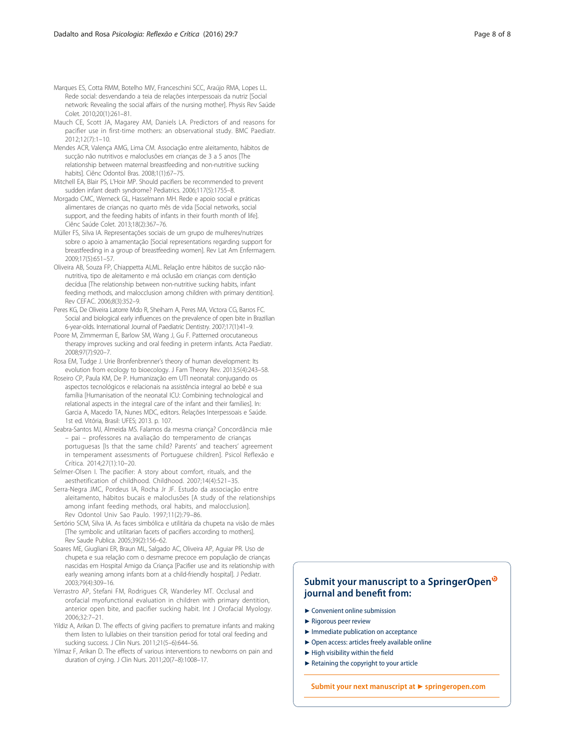Marques ES, Cotta RMM, Botelho MIV, Franceschini SCC, Araújo RMA, Lopes LL. Rede social: desvendando a teia de relações interpessoais da nutriz [Social network: Revealing the social affairs of the nursing mother]. Physis Rev Saúde Colet. 2010;20(1):261–81.

Mauch CE, Scott JA, Magarey AM, Daniels LA. Predictors of and reasons for pacifier use in first-time mothers: an observational study. BMC Paediatr. 2012;12(7):1–10.

Mendes ACR, Valença AMG, Lima CM. Associação entre aleitamento, hábitos de sucção não nutritivos e maloclusões em crianças de 3 a 5 anos [The relationship between maternal breastfeeding and non-nutritive sucking habits]. Ciênc Odontol Bras. 2008;1(1):67–75.

Mitchell EA, Blair PS, L'Hoir MP. Should pacifiers be recommended to prevent sudden infant death syndrome? Pediatrics. 2006;117(5):1755–8.

Morgado CMC, Werneck GL, Hasselmann MH. Rede e apoio social e práticas alimentares de crianças no quarto mês de vida [Social networks, social support, and the feeding habits of infants in their fourth month of life]. Ciênc Saúde Colet. 2013;18(2):367–76.

Müller FS, Silva IA. Representações sociais de um grupo de mulheres/nutrizes sobre o apoio à amamentação [Social representations regarding support for breastfeeding in a group of breastfeeding women]. Rev Lat Am Enfermagem. 2009;17(5):651–57.

Oliveira AB, Souza FP, Chiappetta ALML. Relação entre hábitos de sucção não-nutritiva, tipo de aleitamento e má oclusão em crianças com dentição decídua [The relationship between non-nutritive sucking habits, infant feeding methods, and malocclusion among children with primary dentition]. Rev CEFAC. 2006;8(3):352–9.

Peres KG, De Oliveira Latorre Mdo R, Sheiham A, Peres MA, Victora CG, Barros FC. Social and biological early influences on the prevalence of open bite in Brazilian 6-year-olds. International Journal of Paediatric Dentistry. 2007;17(1):41–9.

Poore M, Zimmerman E, Barlow SM, Wang J, Gu F. Patterned orocutaneous therapy improves sucking and oral feeding in preterm infants. Acta Paediatr. 2008;97(7):920–7.

Rosa EM, Tudge J. Urie Bronfenbrenner's theory of human development: Its evolution from ecology to bioecology. J Fam Theory Rev. 2013;5(4):243–58.

Roseiro CP, Paula KM, De P. Humanização em UTI neonatal: conjugando os aspectos tecnológicos e relacionais na assistência integral ao bebê e sua família [Humanisation of the neonatal ICU: Combining technological and relational aspects in the integral care of the infant and their families]. In: Garcia A, Macedo TA, Nunes MDC, editors. Relações Interpessoais e Saúde. 1st ed. Vitória, Brasil: UFES; 2013. p. 107.

Seabra-Santos MJ, Almeida MS. Falamos da mesma criança? Concordância mãe – pai – professores na avaliação do temperamento de crianças portuguesas [Is that the same child? Parents' and teachers' agreement in temperament assessments of Portuguese children]. Psicol Reflexão e Crítica. 2014;27(1):10–20.

Selmer-Olsen I. The pacifier: A story about comfort, rituals, and the aesthetification of childhood. Childhood. 2007;14(4):521–35.

Serra-Negra JMC, Pordeus IA, Rocha Jr JF. Estudo da associação entre aleitamento, hábitos bucais e maloclusões [A study of the relationships among infant feeding methods, oral habits, and malocclusion]. Rev Odontol Univ Sao Paulo. 1997;11(2):79–86.

Sertório SCM, Silva IA. As faces simbólica e utilitária da chupeta na visão de mães [The symbolic and utilitarian facets of pacifiers according to mothers]. Rev Saude Publica. 2005;39(2):156–62.

Soares ME, Giugliani ER, Braun ML, Salgado AC, Oliveira AP, Aguiar PR. Uso de chupeta e sua relação com o desmame precoce em população de crianças nascidas em Hospital Amigo da Criança [Pacifier use and its relationship with early weaning among infants born at a child-friendly hospital]. J Pediatr. 2003;79(4):309–16.

Verrastro AP, Stefani FM, Rodrigues CR, Wanderley MT. Occlusal and orofacial myofunctional evaluation in children with primary dentition, anterior open bite, and pacifier sucking habit. Int J Orofacial Myology. 2006;32:7–21.

Yildiz A, Arikan D. The effects of giving pacifiers to premature infants and making them listen to lullabies on their transition period for total oral feeding and sucking success. J Clin Nurs. 2011;21(5–6):644–56.

Yilmaz F, Arikan D. The effects of various interventions to newborns on pain and duration of crying. J Clin Nurs. 2011;20(7–8):1008–17.

**Submit your manuscript to a SpringerOpen journal and benefit from:**

- ► Convenient online submission
- ► Rigorous peer review
- ► Immediate publication on acceptance
- ► Open access: articles freely available online
- ► High visibility within the field
- ► Retaining the copyright to your article

**Submit your next manuscript at ► springeropen.com**